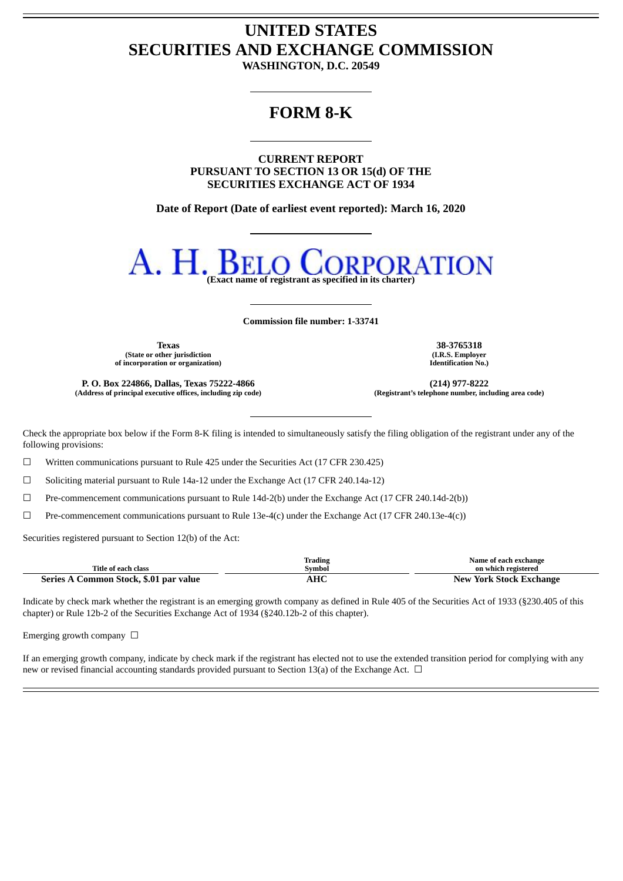# UNITED STATES
# SECURITIES AND EXCHANGE COMMISSION

**WASHINGTON, D.C. 20549**

# FORM 8-K

**CURRENT REPORT**
**PURSUANT TO SECTION 13 OR 15(d) OF THE**
**SECURITIES EXCHANGE ACT OF 1934**

**Date of Report (Date of earliest event reported): March 16, 2020**

# A. H. BELO CORPORATION

**(Exact name of registrant as specified in its charter)**

**Commission file number: 1-33741**

| **Texas** | **38-3765318** |
|---|---|
| **(State or other jurisdiction of incorporation or organization)** | **(I.R.S. Employer Identification No.)** |
| **P. O. Box 224866, Dallas, Texas 75222-4866** | **(214) 977-8222** |
| **(Address of principal executive offices, including zip code)** | **(Registrant's telephone number, including area code)** |

Check the appropriate box below if the Form 8-K filing is intended to simultaneously satisfy the filing obligation of the registrant under any of the following provisions:

☐ Written communications pursuant to Rule 425 under the Securities Act (17 CFR 230.425)

☐ Soliciting material pursuant to Rule 14a-12 under the Exchange Act (17 CFR 240.14a-12)

☐ Pre-commencement communications pursuant to Rule 14d-2(b) under the Exchange Act (17 CFR 240.14d-2(b))

☐ Pre-commencement communications pursuant to Rule 13e-4(c) under the Exchange Act (17 CFR 240.13e-4(c))

Securities registered pursuant to Section 12(b) of the Act:

| Title of each class | Trading Symbol | Name of each exchange on which registered |
|---|---|---|
| **Series A Common Stock, $.01 par value** | **AHC** | **New York Stock Exchange** |

Indicate by check mark whether the registrant is an emerging growth company as defined in Rule 405 of the Securities Act of 1933 (§230.405 of this chapter) or Rule 12b-2 of the Securities Exchange Act of 1934 (§240.12b-2 of this chapter).

Emerging growth company ☐

If an emerging growth company, indicate by check mark if the registrant has elected not to use the extended transition period for complying with any new or revised financial accounting standards provided pursuant to Section 13(a) of the Exchange Act. ☐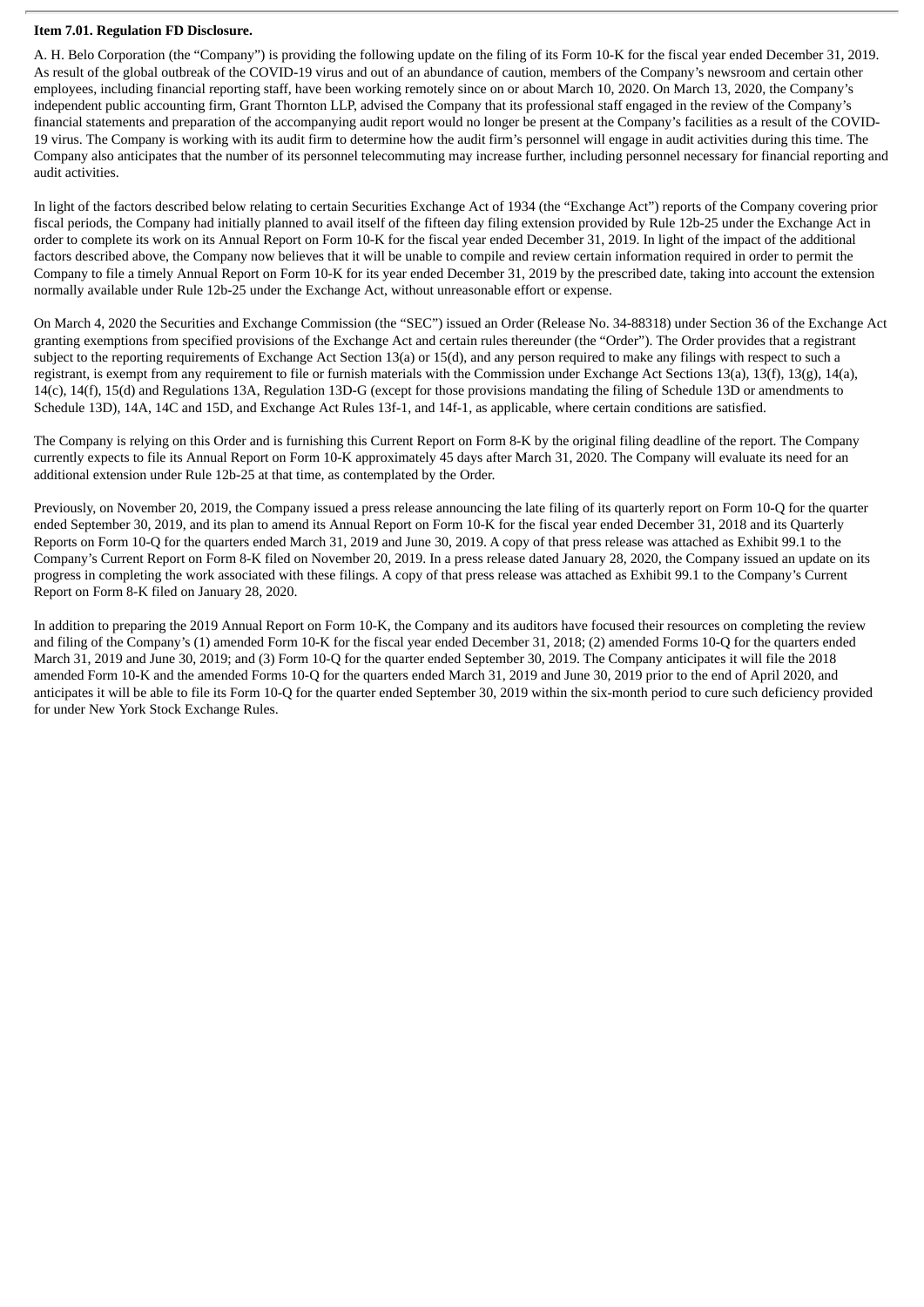**Item 7.01. Regulation FD Disclosure.**

A. H. Belo Corporation (the "Company") is providing the following update on the filing of its Form 10-K for the fiscal year ended December 31, 2019. As result of the global outbreak of the COVID-19 virus and out of an abundance of caution, members of the Company's newsroom and certain other employees, including financial reporting staff, have been working remotely since on or about March 10, 2020. On March 13, 2020, the Company's independent public accounting firm, Grant Thornton LLP, advised the Company that its professional staff engaged in the review of the Company's financial statements and preparation of the accompanying audit report would no longer be present at the Company's facilities as a result of the COVID-19 virus. The Company is working with its audit firm to determine how the audit firm's personnel will engage in audit activities during this time. The Company also anticipates that the number of its personnel telecommuting may increase further, including personnel necessary for financial reporting and audit activities.

In light of the factors described below relating to certain Securities Exchange Act of 1934 (the "Exchange Act") reports of the Company covering prior fiscal periods, the Company had initially planned to avail itself of the fifteen day filing extension provided by Rule 12b-25 under the Exchange Act in order to complete its work on its Annual Report on Form 10-K for the fiscal year ended December 31, 2019. In light of the impact of the additional factors described above, the Company now believes that it will be unable to compile and review certain information required in order to permit the Company to file a timely Annual Report on Form 10-K for its year ended December 31, 2019 by the prescribed date, taking into account the extension normally available under Rule 12b-25 under the Exchange Act, without unreasonable effort or expense.

On March 4, 2020 the Securities and Exchange Commission (the "SEC") issued an Order (Release No. 34-88318) under Section 36 of the Exchange Act granting exemptions from specified provisions of the Exchange Act and certain rules thereunder (the "Order"). The Order provides that a registrant subject to the reporting requirements of Exchange Act Section 13(a) or 15(d), and any person required to make any filings with respect to such a registrant, is exempt from any requirement to file or furnish materials with the Commission under Exchange Act Sections 13(a), 13(f), 13(g), 14(a), 14(c), 14(f), 15(d) and Regulations 13A, Regulation 13D-G (except for those provisions mandating the filing of Schedule 13D or amendments to Schedule 13D), 14A, 14C and 15D, and Exchange Act Rules 13f-1, and 14f-1, as applicable, where certain conditions are satisfied.

The Company is relying on this Order and is furnishing this Current Report on Form 8-K by the original filing deadline of the report. The Company currently expects to file its Annual Report on Form 10-K approximately 45 days after March 31, 2020. The Company will evaluate its need for an additional extension under Rule 12b-25 at that time, as contemplated by the Order.

Previously, on November 20, 2019, the Company issued a press release announcing the late filing of its quarterly report on Form 10-Q for the quarter ended September 30, 2019, and its plan to amend its Annual Report on Form 10-K for the fiscal year ended December 31, 2018 and its Quarterly Reports on Form 10-Q for the quarters ended March 31, 2019 and June 30, 2019. A copy of that press release was attached as Exhibit 99.1 to the Company's Current Report on Form 8-K filed on November 20, 2019. In a press release dated January 28, 2020, the Company issued an update on its progress in completing the work associated with these filings. A copy of that press release was attached as Exhibit 99.1 to the Company's Current Report on Form 8-K filed on January 28, 2020.

In addition to preparing the 2019 Annual Report on Form 10-K, the Company and its auditors have focused their resources on completing the review and filing of the Company's (1) amended Form 10-K for the fiscal year ended December 31, 2018; (2) amended Forms 10-Q for the quarters ended March 31, 2019 and June 30, 2019; and (3) Form 10-Q for the quarter ended September 30, 2019. The Company anticipates it will file the 2018 amended Form 10-K and the amended Forms 10-Q for the quarters ended March 31, 2019 and June 30, 2019 prior to the end of April 2020, and anticipates it will be able to file its Form 10-Q for the quarter ended September 30, 2019 within the six-month period to cure such deficiency provided for under New York Stock Exchange Rules.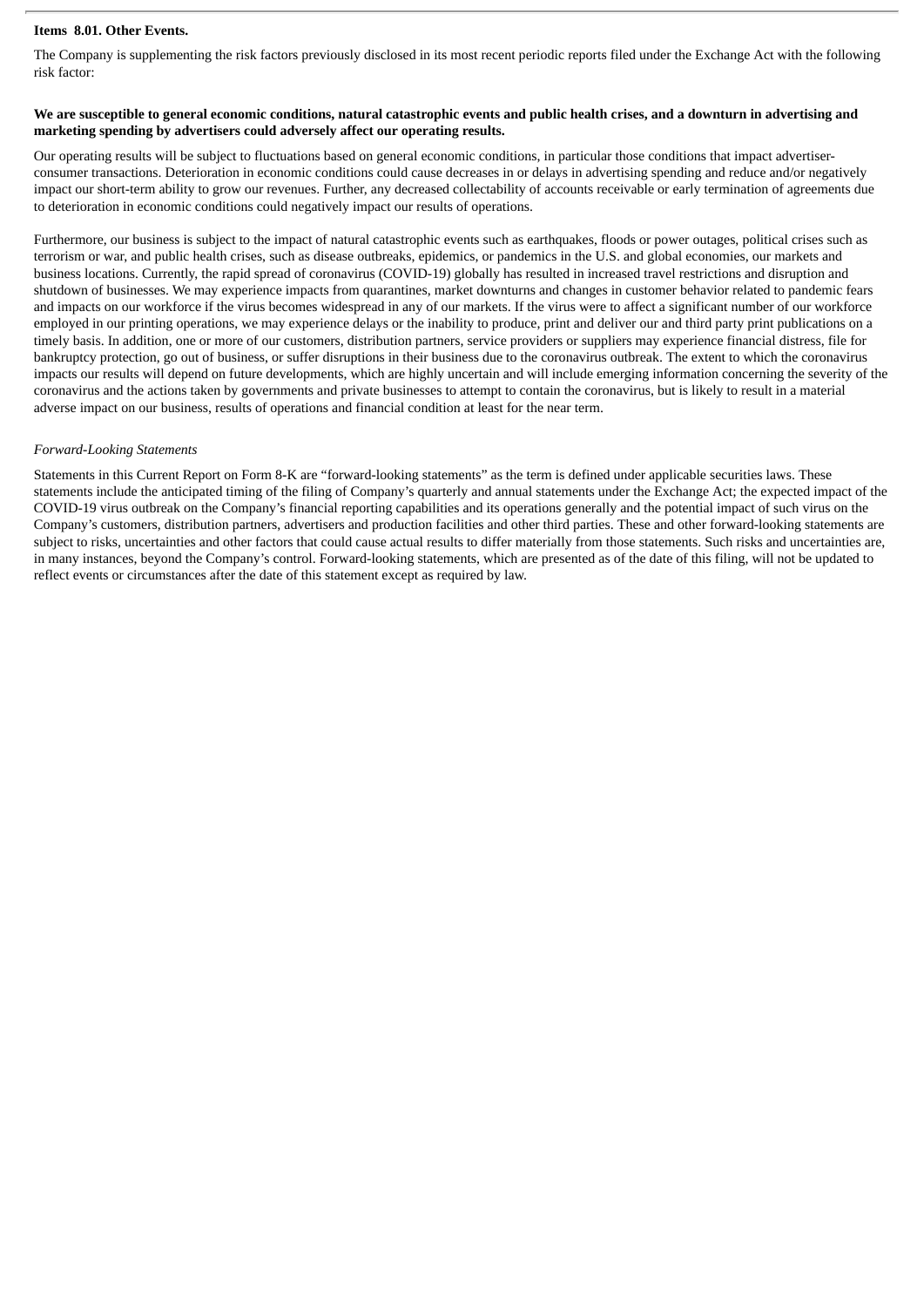**Items 8.01. Other Events.**

The Company is supplementing the risk factors previously disclosed in its most recent periodic reports filed under the Exchange Act with the following risk factor:

**We are susceptible to general economic conditions, natural catastrophic events and public health crises, and a downturn in advertising and marketing spending by advertisers could adversely affect our operating results.**

Our operating results will be subject to fluctuations based on general economic conditions, in particular those conditions that impact advertiser-consumer transactions. Deterioration in economic conditions could cause decreases in or delays in advertising spending and reduce and/or negatively impact our short-term ability to grow our revenues. Further, any decreased collectability of accounts receivable or early termination of agreements due to deterioration in economic conditions could negatively impact our results of operations.

Furthermore, our business is subject to the impact of natural catastrophic events such as earthquakes, floods or power outages, political crises such as terrorism or war, and public health crises, such as disease outbreaks, epidemics, or pandemics in the U.S. and global economies, our markets and business locations. Currently, the rapid spread of coronavirus (COVID-19) globally has resulted in increased travel restrictions and disruption and shutdown of businesses. We may experience impacts from quarantines, market downturns and changes in customer behavior related to pandemic fears and impacts on our workforce if the virus becomes widespread in any of our markets. If the virus were to affect a significant number of our workforce employed in our printing operations, we may experience delays or the inability to produce, print and deliver our and third party print publications on a timely basis. In addition, one or more of our customers, distribution partners, service providers or suppliers may experience financial distress, file for bankruptcy protection, go out of business, or suffer disruptions in their business due to the coronavirus outbreak. The extent to which the coronavirus impacts our results will depend on future developments, which are highly uncertain and will include emerging information concerning the severity of the coronavirus and the actions taken by governments and private businesses to attempt to contain the coronavirus, but is likely to result in a material adverse impact on our business, results of operations and financial condition at least for the near term.

*Forward-Looking Statements*

Statements in this Current Report on Form 8-K are "forward-looking statements" as the term is defined under applicable securities laws. These statements include the anticipated timing of the filing of Company's quarterly and annual statements under the Exchange Act; the expected impact of the COVID-19 virus outbreak on the Company's financial reporting capabilities and its operations generally and the potential impact of such virus on the Company's customers, distribution partners, advertisers and production facilities and other third parties. These and other forward-looking statements are subject to risks, uncertainties and other factors that could cause actual results to differ materially from those statements. Such risks and uncertainties are, in many instances, beyond the Company's control. Forward-looking statements, which are presented as of the date of this filing, will not be updated to reflect events or circumstances after the date of this statement except as required by law.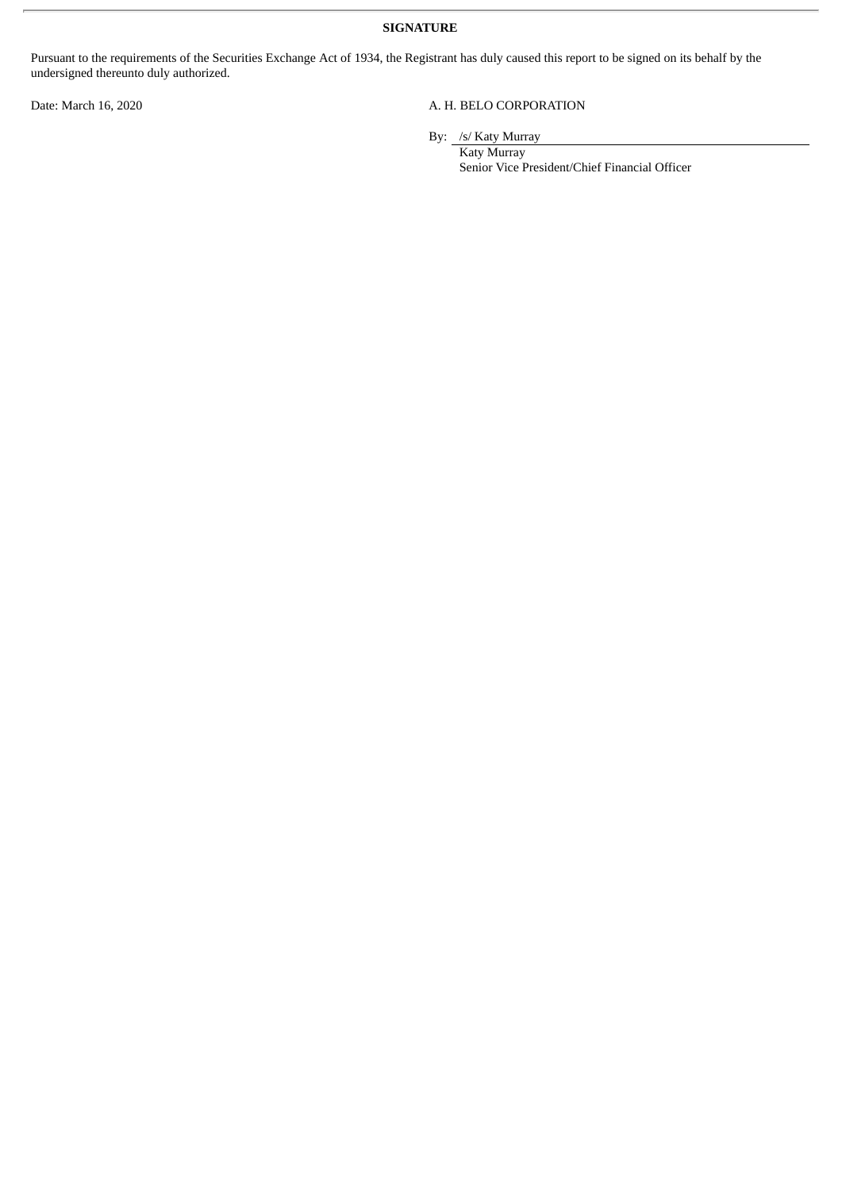**SIGNATURE**

Pursuant to the requirements of the Securities Exchange Act of 1934, the Registrant has duly caused this report to be signed on its behalf by the undersigned thereunto duly authorized.

| | |
|---|---|
| Date: March 16, 2020 | A. H. BELO CORPORATION |
| | By: /s/ Katy Murray |
| | Katy Murray |
| | Senior Vice President/Chief Financial Officer |